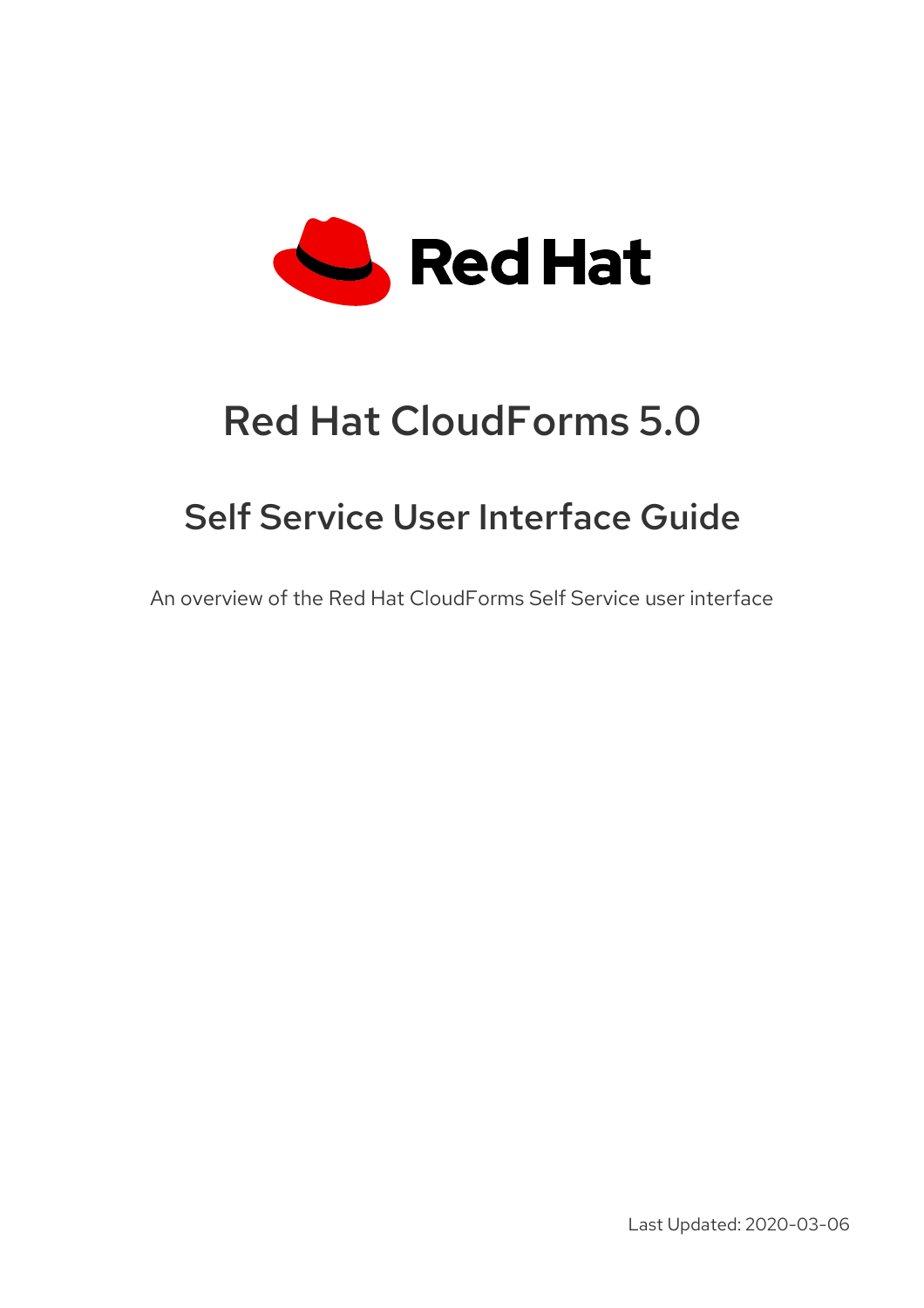Red Hat

# Red Hat CloudForms 5.0

## Self Service User Interface Guide

An overview of the Red Hat CloudForms Self Service user interface

Last Updated: 2020-03-06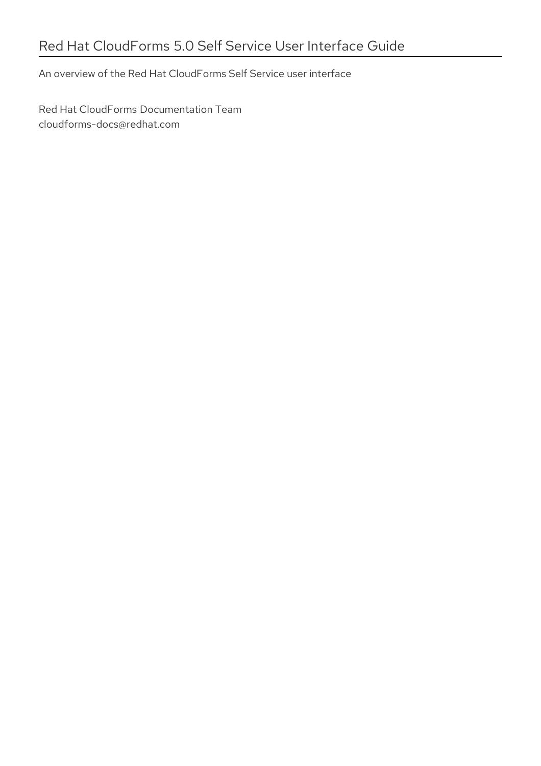# Red Hat CloudForms 5.0 Self Service User Interface Guide

An overview of the Red Hat CloudForms Self Service user interface

Red Hat CloudForms Documentation Team
cloudforms-docs@redhat.com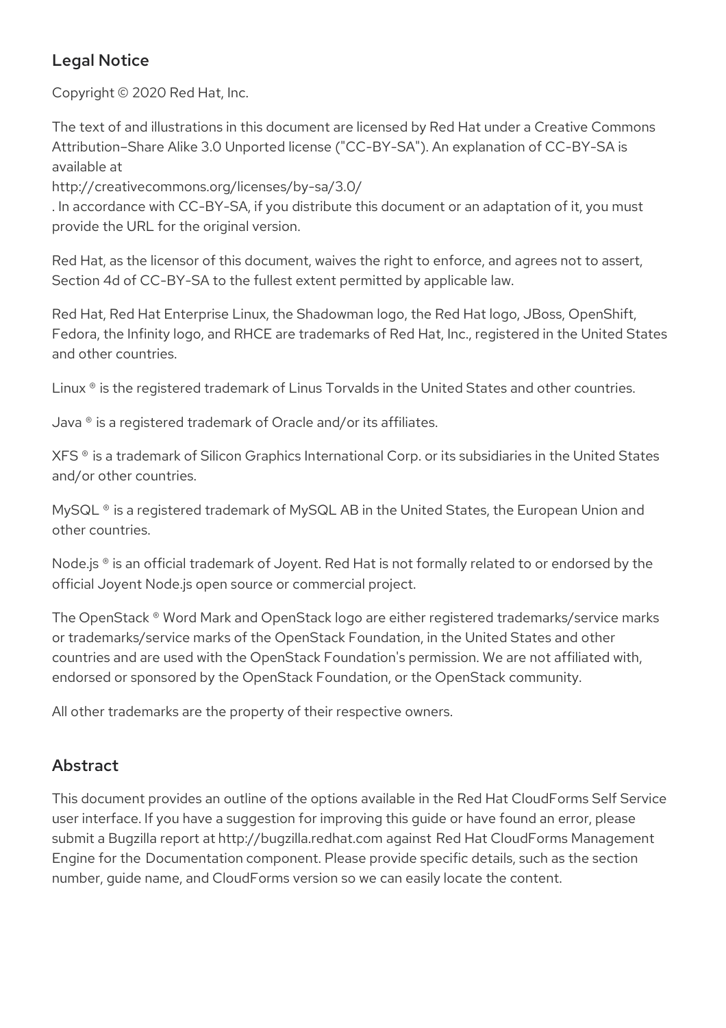## Legal Notice

Copyright © 2020 Red Hat, Inc.

The text of and illustrations in this document are licensed by Red Hat under a Creative Commons Attribution–Share Alike 3.0 Unported license ("CC-BY-SA"). An explanation of CC-BY-SA is available at
http://creativecommons.org/licenses/by-sa/3.0/
. In accordance with CC-BY-SA, if you distribute this document or an adaptation of it, you must provide the URL for the original version.

Red Hat, as the licensor of this document, waives the right to enforce, and agrees not to assert, Section 4d of CC-BY-SA to the fullest extent permitted by applicable law.

Red Hat, Red Hat Enterprise Linux, the Shadowman logo, the Red Hat logo, JBoss, OpenShift, Fedora, the Infinity logo, and RHCE are trademarks of Red Hat, Inc., registered in the United States and other countries.

Linux ® is the registered trademark of Linus Torvalds in the United States and other countries.

Java ® is a registered trademark of Oracle and/or its affiliates.

XFS ® is a trademark of Silicon Graphics International Corp. or its subsidiaries in the United States and/or other countries.

MySQL ® is a registered trademark of MySQL AB in the United States, the European Union and other countries.

Node.js ® is an official trademark of Joyent. Red Hat is not formally related to or endorsed by the official Joyent Node.js open source or commercial project.

The OpenStack ® Word Mark and OpenStack logo are either registered trademarks/service marks or trademarks/service marks of the OpenStack Foundation, in the United States and other countries and are used with the OpenStack Foundation's permission. We are not affiliated with, endorsed or sponsored by the OpenStack Foundation, or the OpenStack community.

All other trademarks are the property of their respective owners.

## Abstract

This document provides an outline of the options available in the Red Hat CloudForms Self Service user interface. If you have a suggestion for improving this guide or have found an error, please submit a Bugzilla report at http://bugzilla.redhat.com against Red Hat CloudForms Management Engine for the Documentation component. Please provide specific details, such as the section number, guide name, and CloudForms version so we can easily locate the content.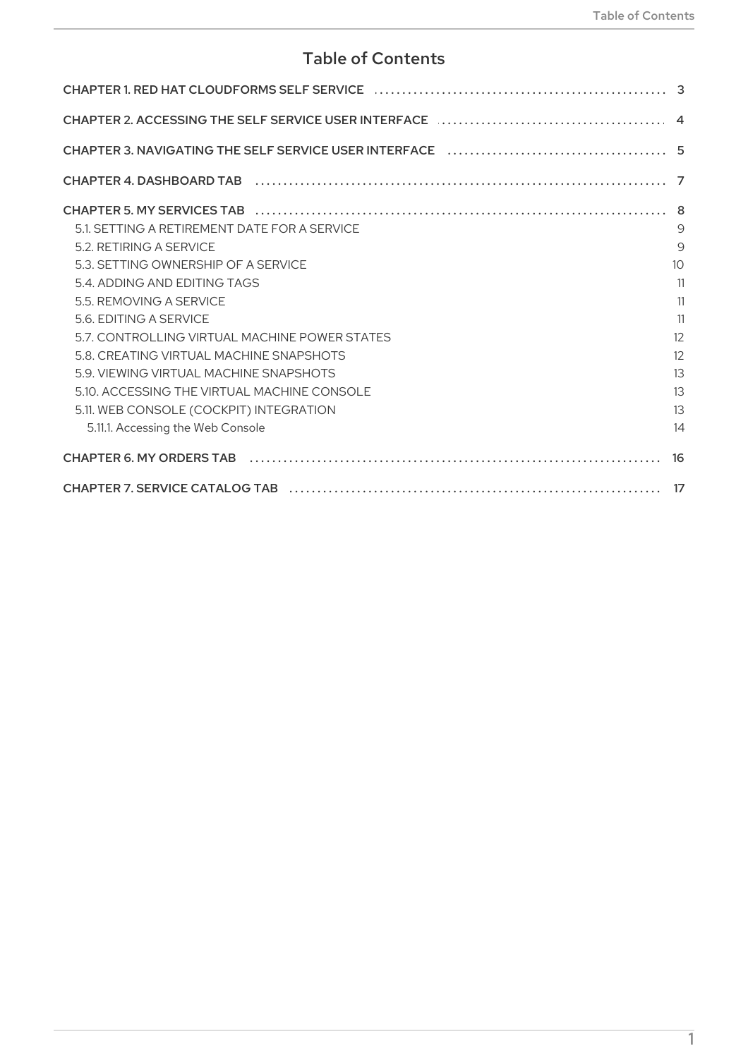# Table of Contents

CHAPTER 1. RED HAT CLOUDFORMS SELF SERVICE .................................................... 3

CHAPTER 2. ACCESSING THE SELF SERVICE USER INTERFACE ........................................ 4

CHAPTER 3. NAVIGATING THE SELF SERVICE USER INTERFACE ...................................... 5

CHAPTER 4. DASHBOARD TAB ........................................................................ 7

CHAPTER 5. MY SERVICES TAB ....................................................................... 8

- 5.1. SETTING A RETIREMENT DATE FOR A SERVICE 9
- 5.2. RETIRING A SERVICE 9
- 5.3. SETTING OWNERSHIP OF A SERVICE 10
- 5.4. ADDING AND EDITING TAGS 11
- 5.5. REMOVING A SERVICE 11
- 5.6. EDITING A SERVICE 11
- 5.7. CONTROLLING VIRTUAL MACHINE POWER STATES 12
- 5.8. CREATING VIRTUAL MACHINE SNAPSHOTS 12
- 5.9. VIEWING VIRTUAL MACHINE SNAPSHOTS 13
- 5.10. ACCESSING THE VIRTUAL MACHINE CONSOLE 13
- 5.11. WEB CONSOLE (COCKPIT) INTEGRATION 13
  - 5.11.1. Accessing the Web Console 14

CHAPTER 6. MY ORDERS TAB ........................................................................ 16

CHAPTER 7. SERVICE CATALOG TAB ................................................................. 17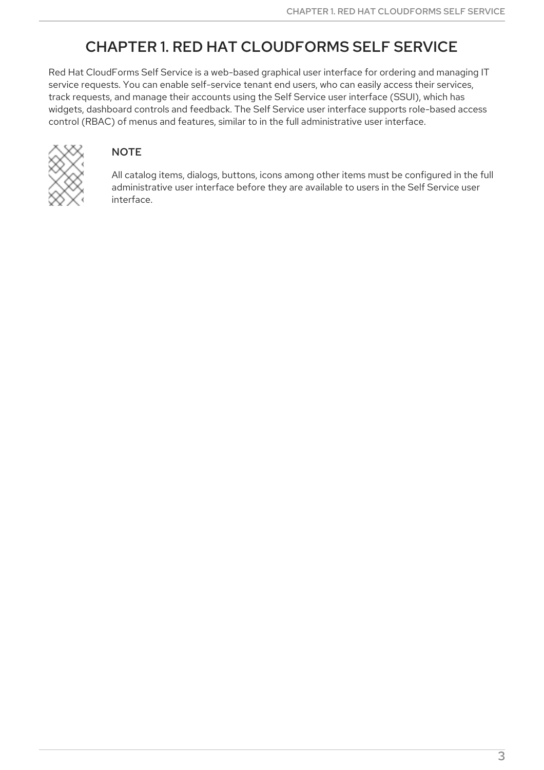# CHAPTER 1. RED HAT CLOUDFORMS SELF SERVICE

Red Hat CloudForms Self Service is a web-based graphical user interface for ordering and managing IT service requests. You can enable self-service tenant end users, who can easily access their services, track requests, and manage their accounts using the Self Service user interface (SSUI), which has widgets, dashboard controls and feedback. The Self Service user interface supports role-based access control (RBAC) of menus and features, similar to in the full administrative user interface.

> **NOTE**
>
> All catalog items, dialogs, buttons, icons among other items must be configured in the full administrative user interface before they are available to users in the Self Service user interface.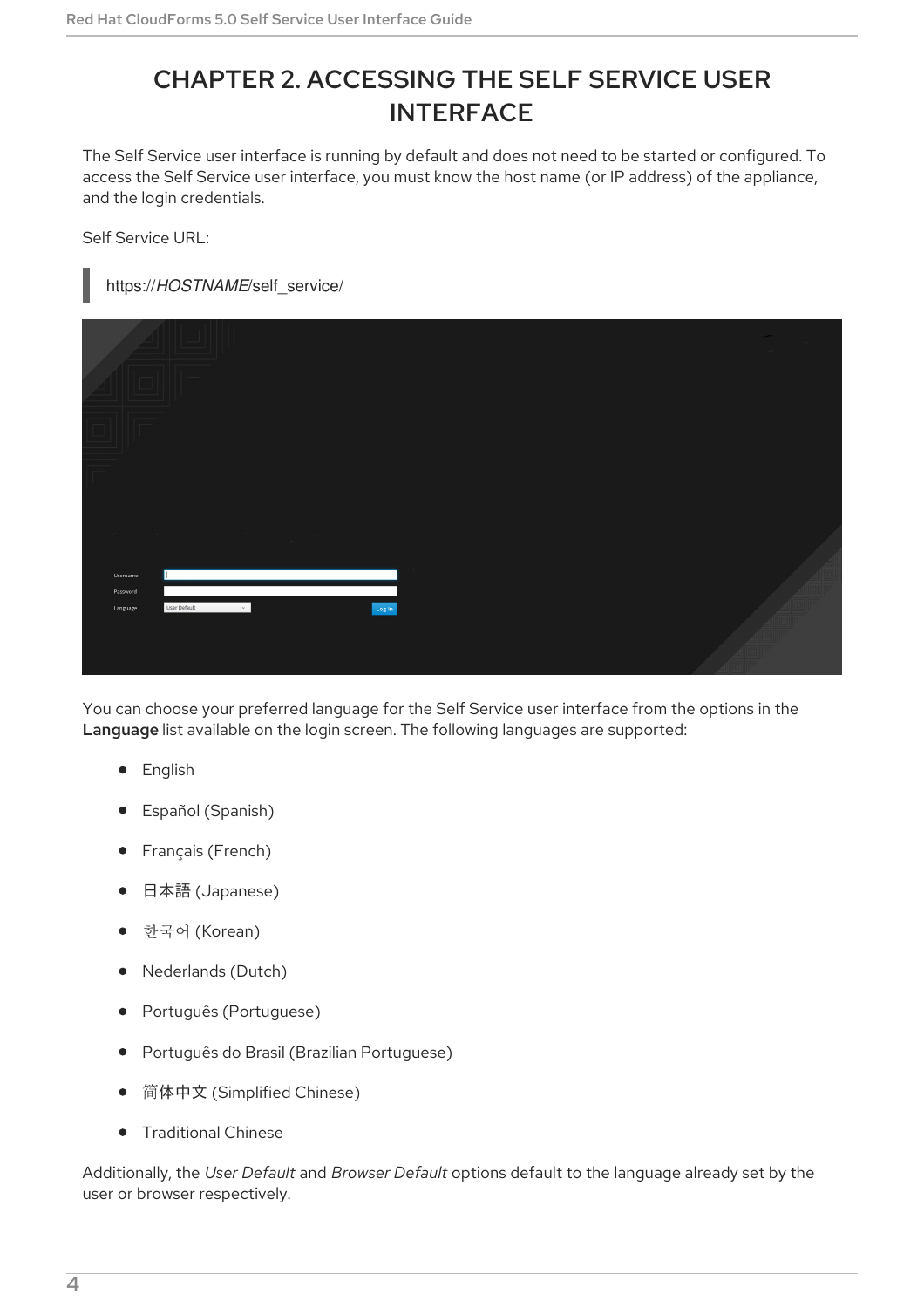# CHAPTER 2. ACCESSING THE SELF SERVICE USER INTERFACE

The Self Service user interface is running by default and does not need to be started or configured. To access the Self Service user interface, you must know the host name (or IP address) of the appliance, and the login credentials.

Self Service URL:

```
https://HOSTNAME/self_service/
```

You can choose your preferred language for the Self Service user interface from the options in the **Language** list available on the login screen. The following languages are supported:

- English
- Español (Spanish)
- Français (French)
- 日本語 (Japanese)
- 한국어 (Korean)
- Nederlands (Dutch)
- Português (Portuguese)
- Português do Brasil (Brazilian Portuguese)
- 简体中文 (Simplified Chinese)
- Traditional Chinese

Additionally, the *User Default* and *Browser Default* options default to the language already set by the user or browser respectively.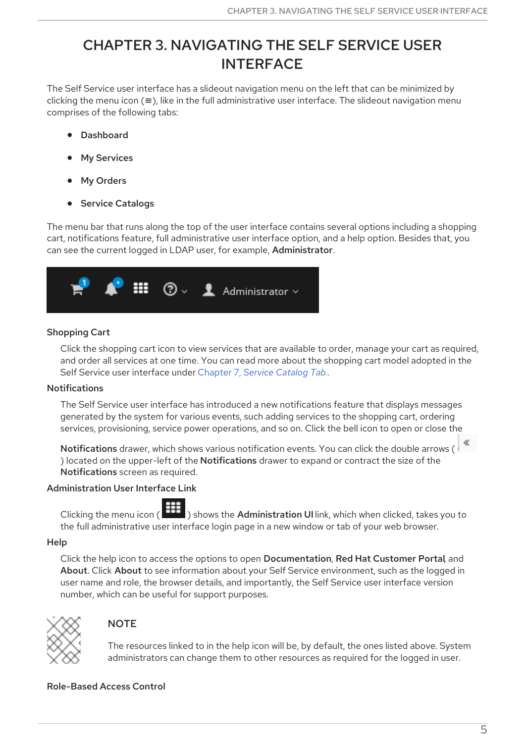# CHAPTER 3. NAVIGATING THE SELF SERVICE USER INTERFACE

The Self Service user interface has a slideout navigation menu on the left that can be minimized by clicking the menu icon (≡), like in the full administrative user interface. The slideout navigation menu comprises of the following tabs:

- Dashboard
- My Services
- My Orders
- Service Catalogs

The menu bar that runs along the top of the user interface contains several options including a shopping cart, notifications feature, full administrative user interface option, and a help option. Besides that, you can see the current logged in LDAP user, for example, **Administrator**.

**Shopping Cart**

Click the shopping cart icon to view services that are available to order, manage your cart as required, and order all services at one time. You can read more about the shopping cart model adopted in the Self Service user interface under *Chapter 7, Service Catalog Tab*.

**Notifications**

The Self Service user interface has introduced a new notifications feature that displays messages generated by the system for various events, such adding services to the shopping cart, ordering services, provisioning, service power operations, and so on. Click the bell icon to open or close the **Notifications** drawer, which shows various notification events. You can click the double arrows ( « ) located on the upper-left of the **Notifications** drawer to expand or contract the size of the **Notifications** screen as required.

**Administration User Interface Link**

Clicking the menu icon ( ) shows the **Administration UI** link, which when clicked, takes you to the full administrative user interface login page in a new window or tab of your web browser.

**Help**

Click the help icon to access the options to open **Documentation**, **Red Hat Customer Portal**, and **About**. Click **About** to see information about your Self Service environment, such as the logged in user name and role, the browser details, and importantly, the Self Service user interface version number, which can be useful for support purposes.

> **NOTE**
>
> The resources linked to in the help icon will be, by default, the ones listed above. System administrators can change them to other resources as required for the logged in user.

**Role-Based Access Control**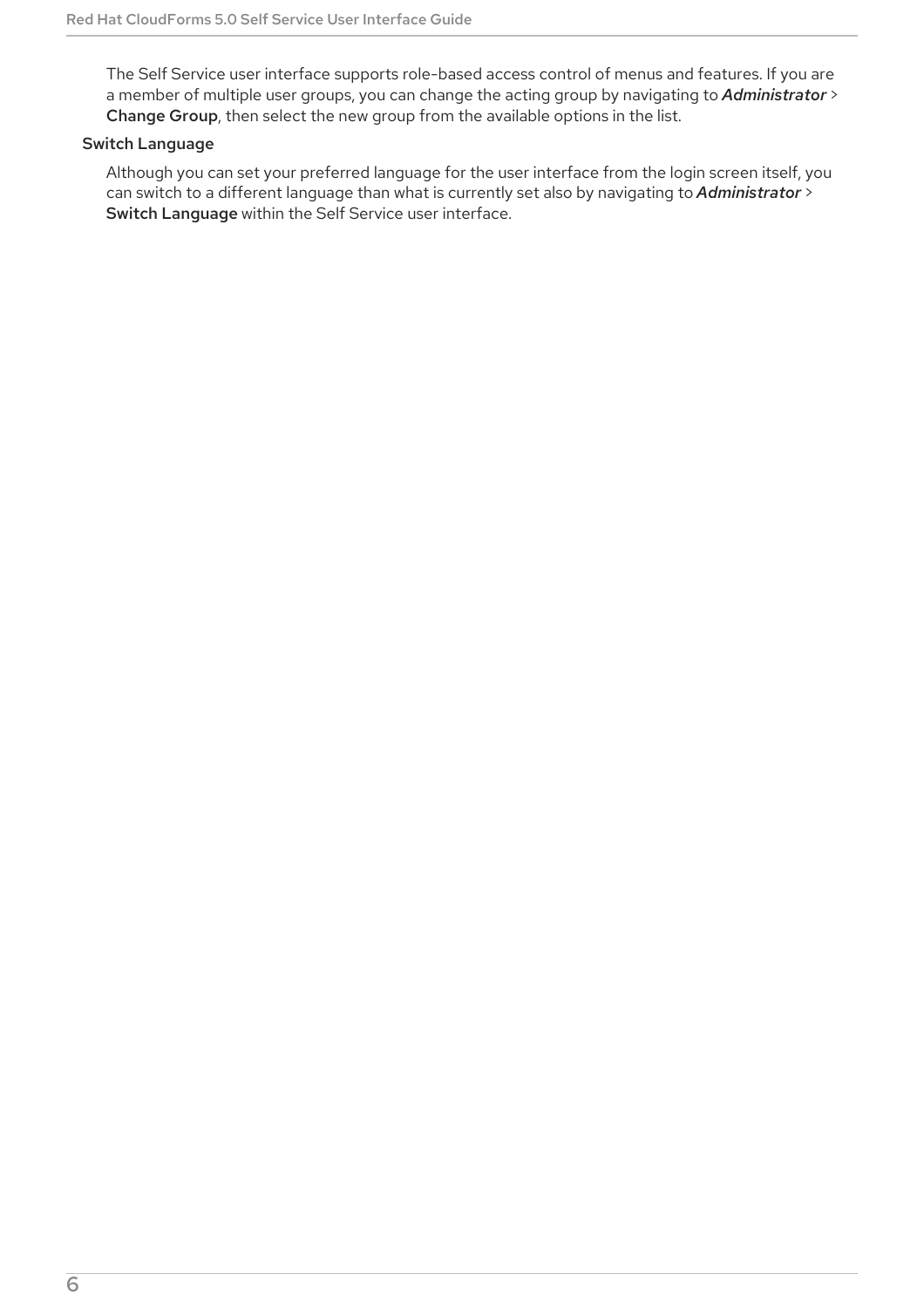The Self Service user interface supports role-based access control of menus and features. If you are a member of multiple user groups, you can change the acting group by navigating to ***Administrator*** > **Change Group**, then select the new group from the available options in the list.

Switch Language

Although you can set your preferred language for the user interface from the login screen itself, you can switch to a different language than what is currently set also by navigating to ***Administrator*** > **Switch Language** within the Self Service user interface.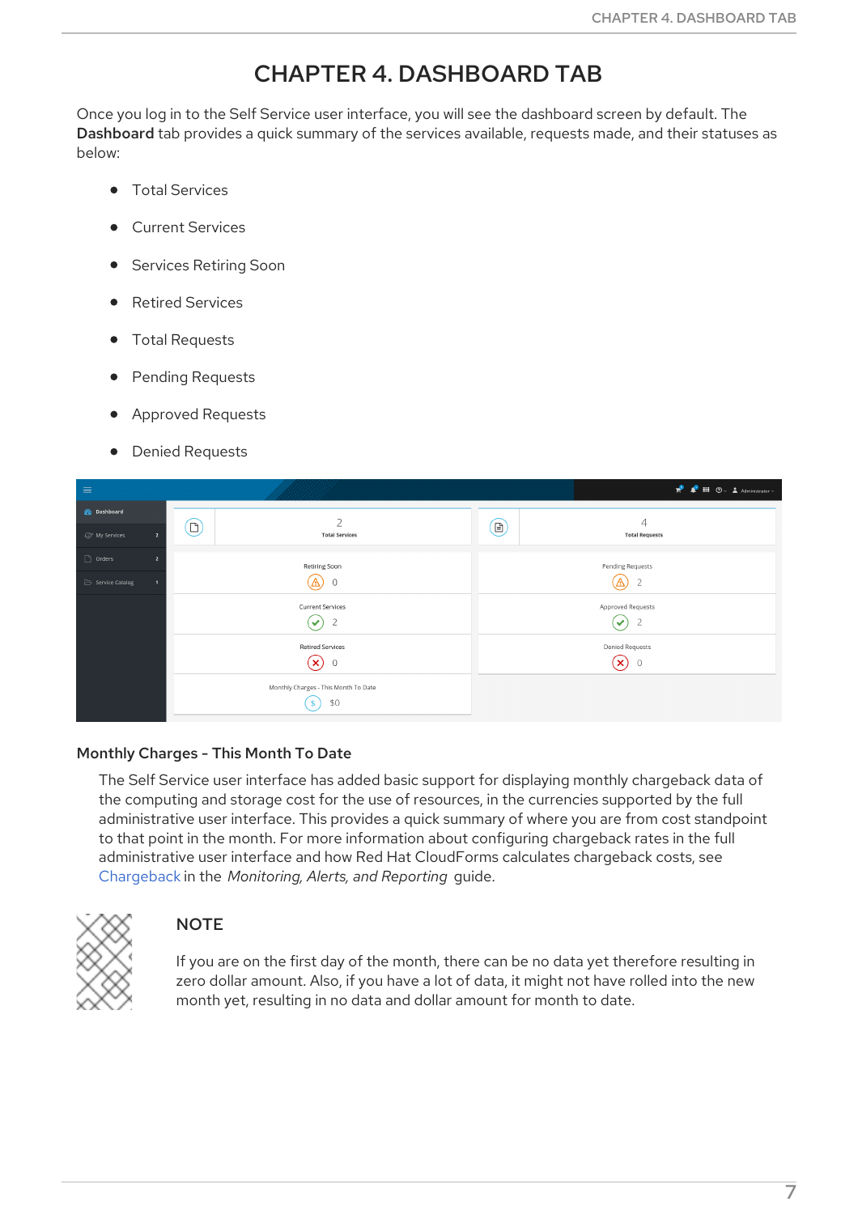# CHAPTER 4. DASHBOARD TAB

Once you log in to the Self Service user interface, you will see the dashboard screen by default. The **Dashboard** tab provides a quick summary of the services available, requests made, and their statuses as below:

- Total Services
- Current Services
- Services Retiring Soon
- Retired Services
- Total Requests
- Pending Requests
- Approved Requests
- Denied Requests

### Monthly Charges - This Month To Date

The Self Service user interface has added basic support for displaying monthly chargeback data of the computing and storage cost for the use of resources, in the currencies supported by the full administrative user interface. This provides a quick summary of where you are from cost standpoint to that point in the month. For more information about configuring chargeback rates in the full administrative user interface and how Red Hat CloudForms calculates chargeback costs, see Chargeback in the *Monitoring, Alerts, and Reporting* guide.

> **NOTE**
>
> If you are on the first day of the month, there can be no data yet therefore resulting in zero dollar amount. Also, if you have a lot of data, it might not have rolled into the new month yet, resulting in no data and dollar amount for month to date.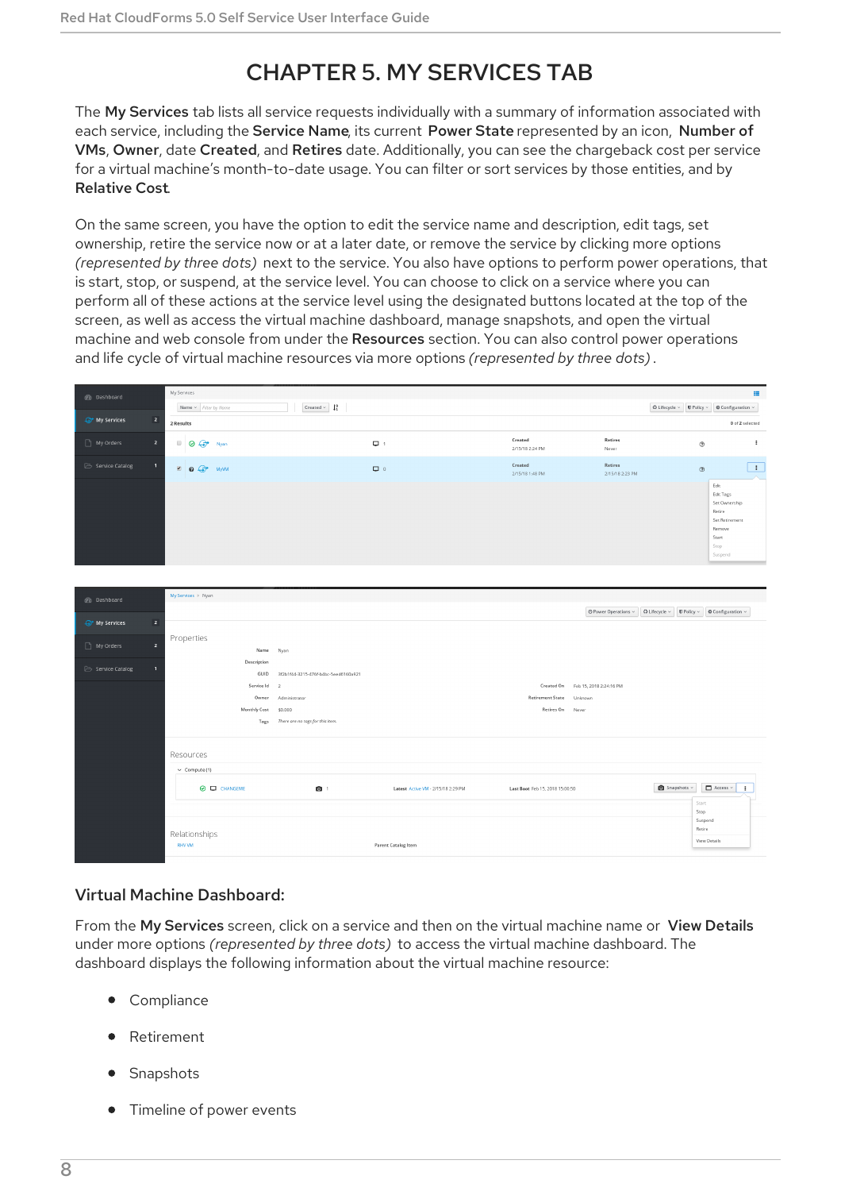# CHAPTER 5. MY SERVICES TAB

The **My Services** tab lists all service requests individually with a summary of information associated with each service, including the **Service Name**, its current **Power State** represented by an icon, **Number of VMs**, **Owner**, date **Created**, and **Retires** date. Additionally, you can see the chargeback cost per service for a virtual machine's month-to-date usage. You can filter or sort services by those entities, and by **Relative Cost**.

On the same screen, you have the option to edit the service name and description, edit tags, set ownership, retire the service now or at a later date, or remove the service by clicking more options *(represented by three dots)* next to the service. You also have options to perform power operations, that is start, stop, or suspend, at the service level. You can choose to click on a service where you can perform all of these actions at the service level using the designated buttons located at the top of the screen, as well as access the virtual machine dashboard, manage snapshots, and open the virtual machine and web console from under the **Resources** section. You can also control power operations and life cycle of virtual machine resources via more options *(represented by three dots)*.

### Virtual Machine Dashboard:

From the **My Services** screen, click on a service and then on the virtual machine name or **View Details** under more options *(represented by three dots)* to access the virtual machine dashboard. The dashboard displays the following information about the virtual machine resource:

- Compliance
- Retirement
- Snapshots
- Timeline of power events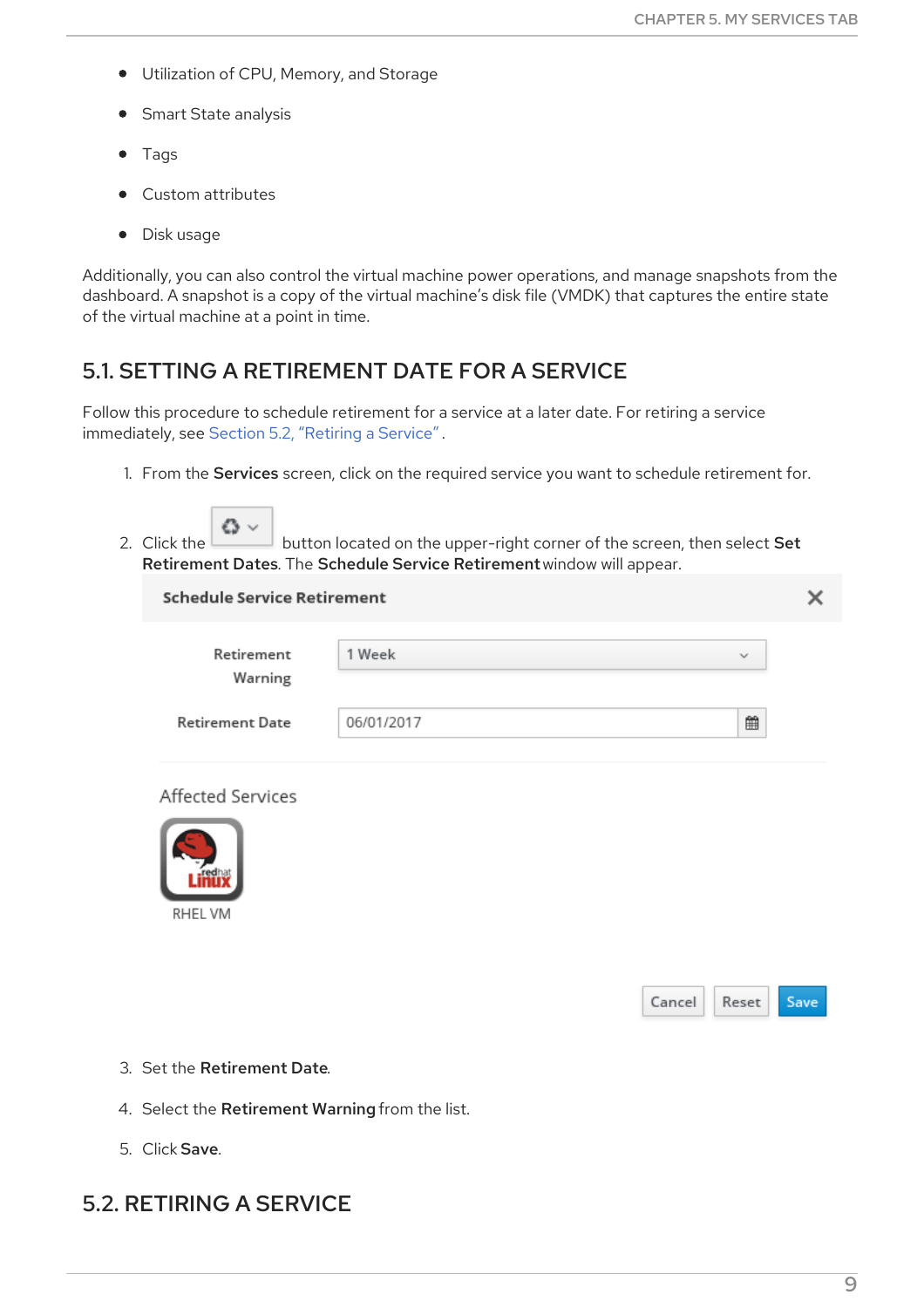- Utilization of CPU, Memory, and Storage
- Smart State analysis
- Tags
- Custom attributes
- Disk usage

Additionally, you can also control the virtual machine power operations, and manage snapshots from the dashboard. A snapshot is a copy of the virtual machine's disk file (VMDK) that captures the entire state of the virtual machine at a point in time.

## 5.1. SETTING A RETIREMENT DATE FOR A SERVICE

Follow this procedure to schedule retirement for a service at a later date. For retiring a service immediately, see Section 5.2, "Retiring a Service".

1. From the **Services** screen, click on the required service you want to schedule retirement for.
2. Click the button located on the upper-right corner of the screen, then select **Set Retirement Dates**. The **Schedule Service Retirement** window will appear.
3. Set the **Retirement Date**.
4. Select the **Retirement Warning** from the list.
5. Click **Save**.

## 5.2. RETIRING A SERVICE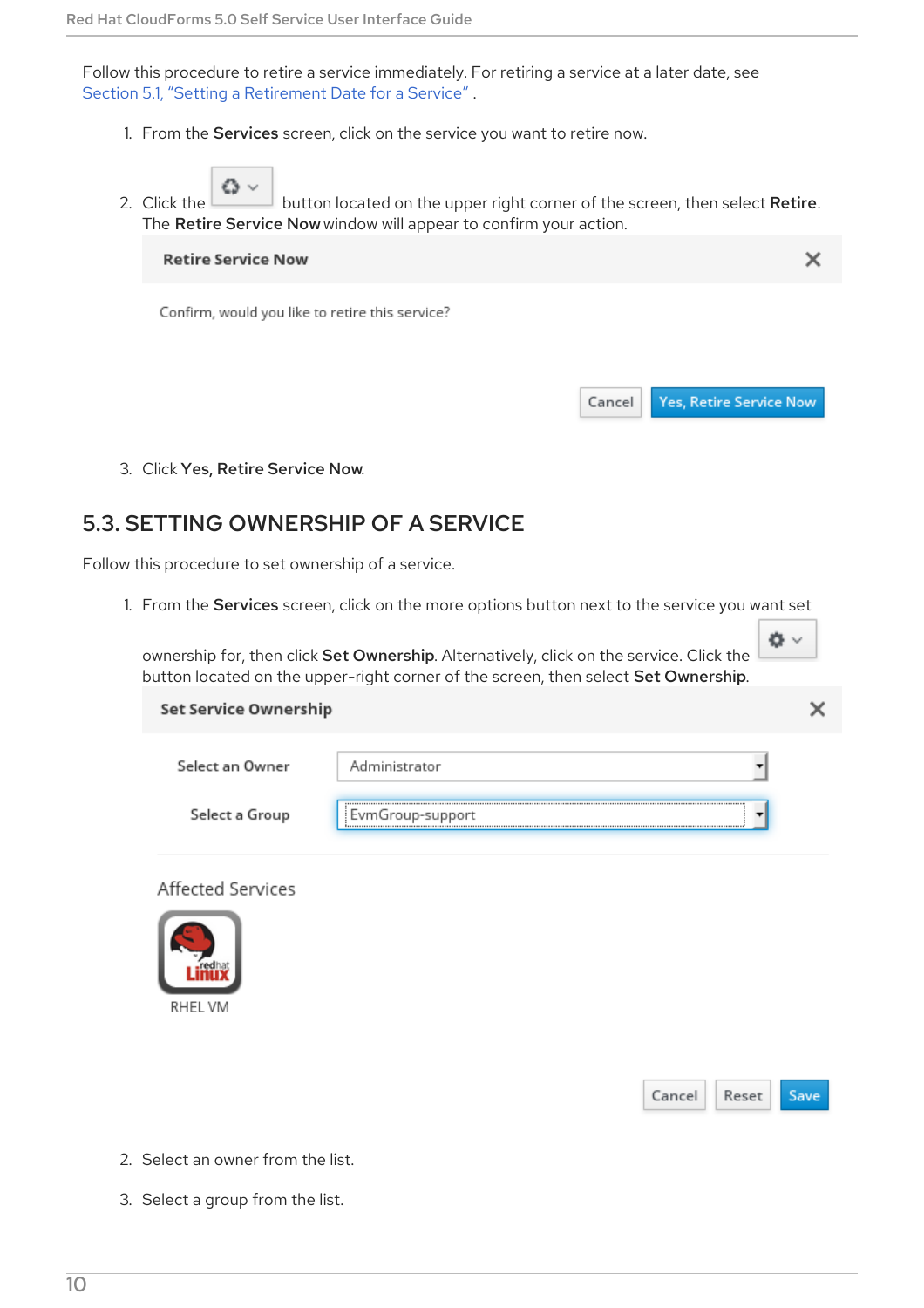Follow this procedure to retire a service immediately. For retiring a service at a later date, see Section 5.1, "Setting a Retirement Date for a Service" .

1. From the **Services** screen, click on the service you want to retire now.
2. Click the button located on the upper right corner of the screen, then select **Retire**. The **Retire Service Now** window will appear to confirm your action.
3. Click **Yes, Retire Service Now**.

## 5.3. SETTING OWNERSHIP OF A SERVICE

Follow this procedure to set ownership of a service.

1. From the **Services** screen, click on the more options button next to the service you want set ownership for, then click **Set Ownership**. Alternatively, click on the service. Click the button located on the upper-right corner of the screen, then select **Set Ownership**.
2. Select an owner from the list.
3. Select a group from the list.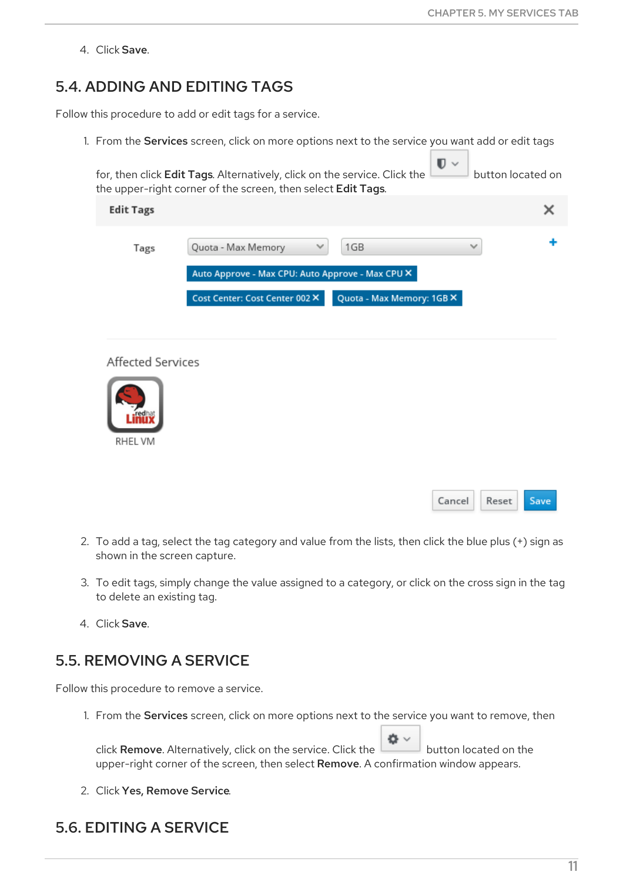4. Click **Save**.

## 5.4. ADDING AND EDITING TAGS

Follow this procedure to add or edit tags for a service.

1. From the **Services** screen, click on more options next to the service you want add or edit tags for, then click **Edit Tags**. Alternatively, click on the service. Click the button located on the upper-right corner of the screen, then select **Edit Tags**.

2. To add a tag, select the tag category and value from the lists, then click the blue plus (+) sign as shown in the screen capture.

3. To edit tags, simply change the value assigned to a category, or click on the cross sign in the tag to delete an existing tag.

4. Click **Save**.

## 5.5. REMOVING A SERVICE

Follow this procedure to remove a service.

1. From the **Services** screen, click on more options next to the service you want to remove, then click **Remove**. Alternatively, click on the service. Click the button located on the upper-right corner of the screen, then select **Remove**. A confirmation window appears.

2. Click **Yes, Remove Service**.

## 5.6. EDITING A SERVICE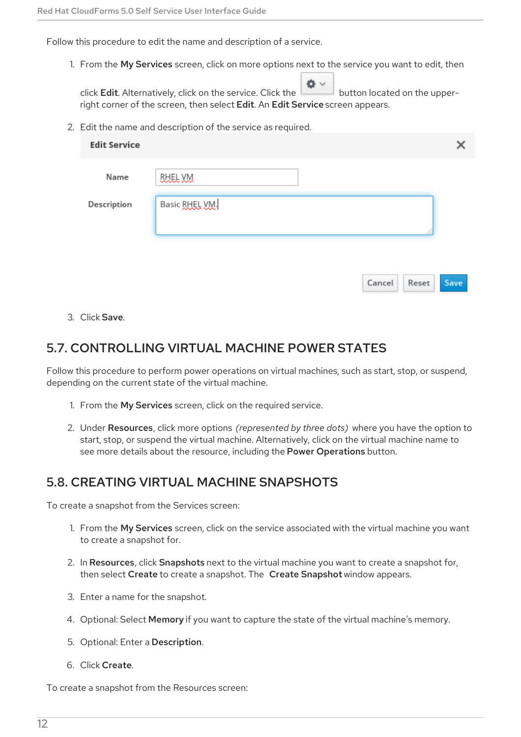Follow this procedure to edit the name and description of a service.

1. From the **My Services** screen, click on more options next to the service you want to edit, then click **Edit**. Alternatively, click on the service. Click the button located on the upper-right corner of the screen, then select **Edit**. An **Edit Service** screen appears.

2. Edit the name and description of the service as required.

3. Click **Save**.

## 5.7. CONTROLLING VIRTUAL MACHINE POWER STATES

Follow this procedure to perform power operations on virtual machines, such as start, stop, or suspend, depending on the current state of the virtual machine.

1. From the **My Services** screen, click on the required service.

2. Under **Resources**, click more options *(represented by three dots)* where you have the option to start, stop, or suspend the virtual machine. Alternatively, click on the virtual machine name to see more details about the resource, including the **Power Operations** button.

## 5.8. CREATING VIRTUAL MACHINE SNAPSHOTS

To create a snapshot from the Services screen:

1. From the **My Services** screen, click on the service associated with the virtual machine you want to create a snapshot for.

2. In **Resources**, click **Snapshots** next to the virtual machine you want to create a snapshot for, then select **Create** to create a snapshot. The **Create Snapshot** window appears.

3. Enter a name for the snapshot.

4. Optional: Select **Memory** if you want to capture the state of the virtual machine's memory.

5. Optional: Enter a **Description**.

6. Click **Create**.

To create a snapshot from the Resources screen: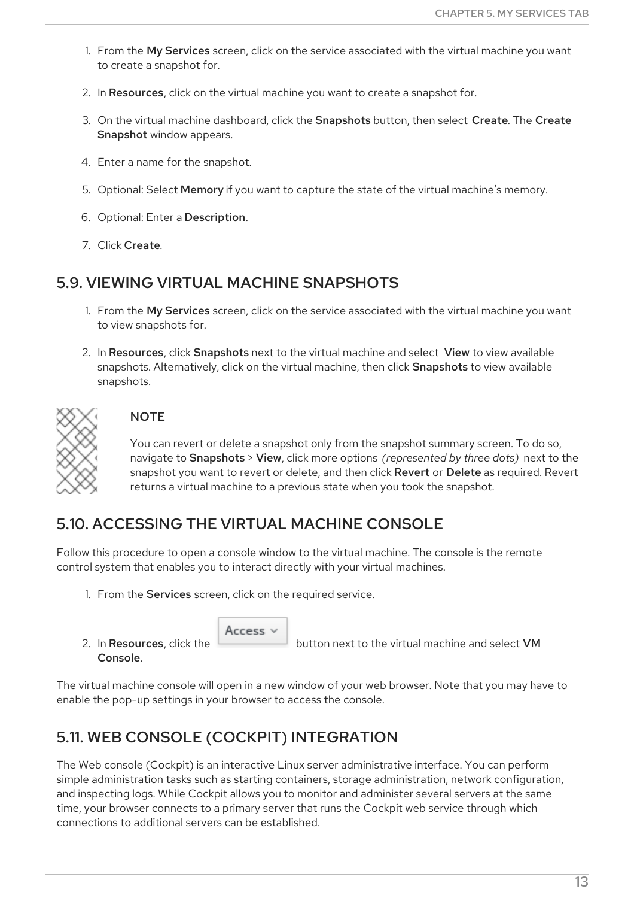1. From the **My Services** screen, click on the service associated with the virtual machine you want to create a snapshot for.
2. In **Resources**, click on the virtual machine you want to create a snapshot for.
3. On the virtual machine dashboard, click the **Snapshots** button, then select **Create**. The **Create Snapshot** window appears.
4. Enter a name for the snapshot.
5. Optional: Select **Memory** if you want to capture the state of the virtual machine's memory.
6. Optional: Enter a **Description**.
7. Click **Create**.

## 5.9. VIEWING VIRTUAL MACHINE SNAPSHOTS

1. From the **My Services** screen, click on the service associated with the virtual machine you want to view snapshots for.
2. In **Resources**, click **Snapshots** next to the virtual machine and select **View** to view available snapshots. Alternatively, click on the virtual machine, then click **Snapshots** to view available snapshots.

> **NOTE**
>
> You can revert or delete a snapshot only from the snapshot summary screen. To do so, navigate to **Snapshots** > **View**, click more options *(represented by three dots)* next to the snapshot you want to revert or delete, and then click **Revert** or **Delete** as required. Revert returns a virtual machine to a previous state when you took the snapshot.

## 5.10. ACCESSING THE VIRTUAL MACHINE CONSOLE

Follow this procedure to open a console window to the virtual machine. The console is the remote control system that enables you to interact directly with your virtual machines.

1. From the **Services** screen, click on the required service.
2. In **Resources**, click the **Access** button next to the virtual machine and select **VM Console**.

The virtual machine console will open in a new window of your web browser. Note that you may have to enable the pop-up settings in your browser to access the console.

## 5.11. WEB CONSOLE (COCKPIT) INTEGRATION

The Web console (Cockpit) is an interactive Linux server administrative interface. You can perform simple administration tasks such as starting containers, storage administration, network configuration, and inspecting logs. While Cockpit allows you to monitor and administer several servers at the same time, your browser connects to a primary server that runs the Cockpit web service through which connections to additional servers can be established.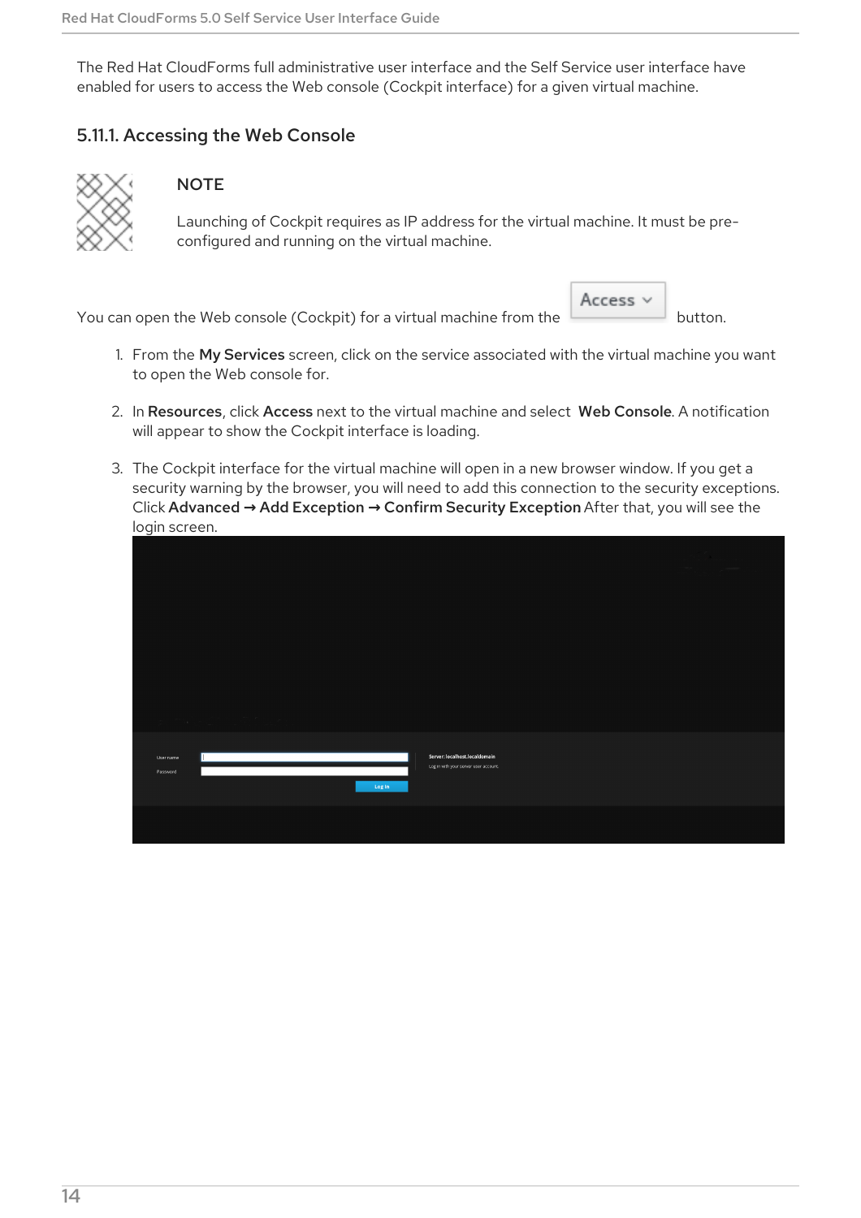The Red Hat CloudForms full administrative user interface and the Self Service user interface have enabled for users to access the Web console (Cockpit interface) for a given virtual machine.

### 5.11.1. Accessing the Web Console

> **NOTE**
>
> Launching of Cockpit requires as IP address for the virtual machine. It must be pre-configured and running on the virtual machine.

You can open the Web console (Cockpit) for a virtual machine from the **Access** button.

1. From the **My Services** screen, click on the service associated with the virtual machine you want to open the Web console for.
2. In **Resources**, click **Access** next to the virtual machine and select **Web Console**. A notification will appear to show the Cockpit interface is loading.
3. The Cockpit interface for the virtual machine will open in a new browser window. If you get a security warning by the browser, you will need to add this connection to the security exceptions. Click **Advanced → Add Exception → Confirm Security Exception** After that, you will see the login screen.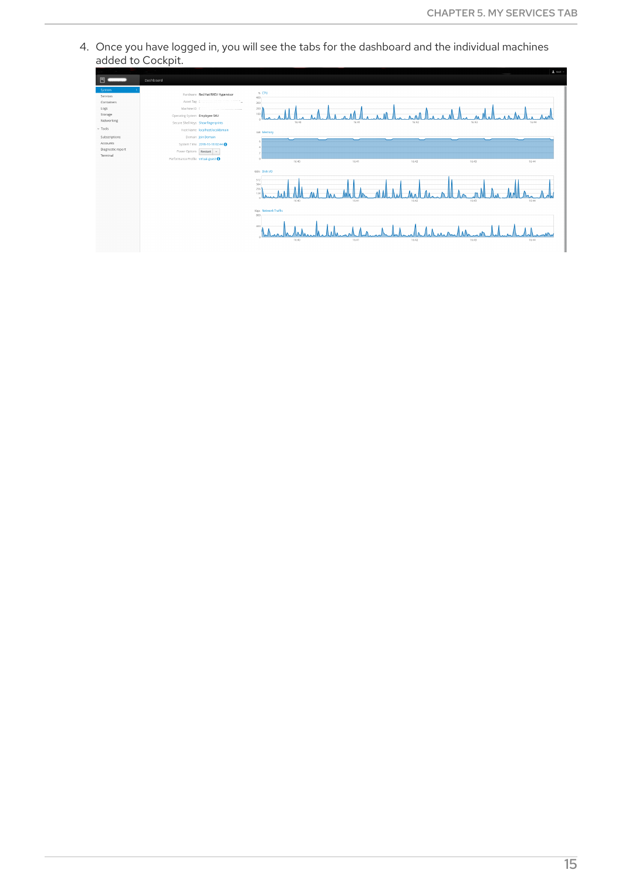4. Once you have logged in, you will see the tabs for the dashboard and the individual machines added to Cockpit.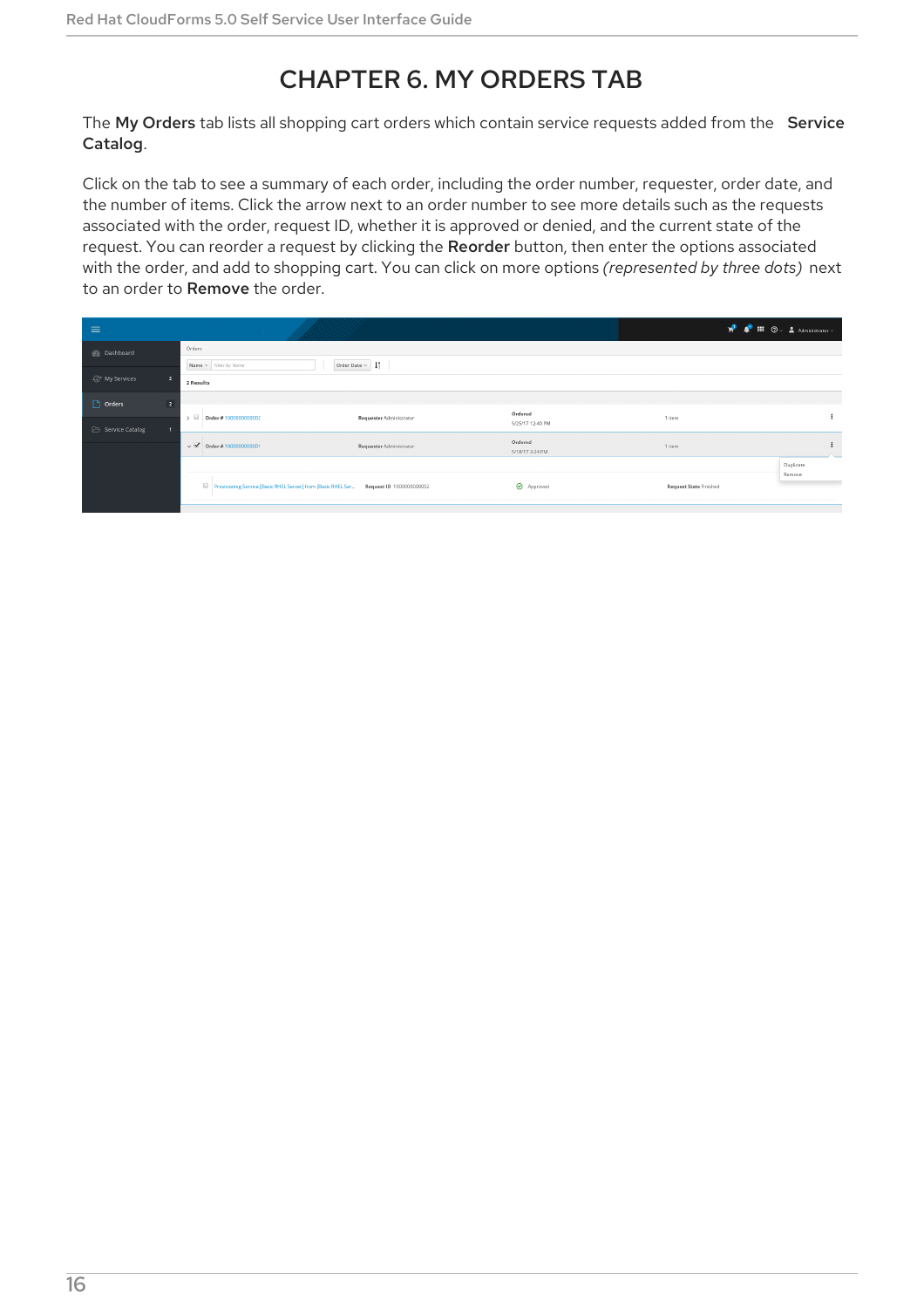# CHAPTER 6. MY ORDERS TAB

The **My Orders** tab lists all shopping cart orders which contain service requests added from the **Service Catalog**.

Click on the tab to see a summary of each order, including the order number, requester, order date, and the number of items. Click the arrow next to an order number to see more details such as the requests associated with the order, request ID, whether it is approved or denied, and the current state of the request. You can reorder a request by clicking the **Reorder** button, then enter the options associated with the order, and add to shopping cart. You can click on more options *(represented by three dots)* next to an order to **Remove** the order.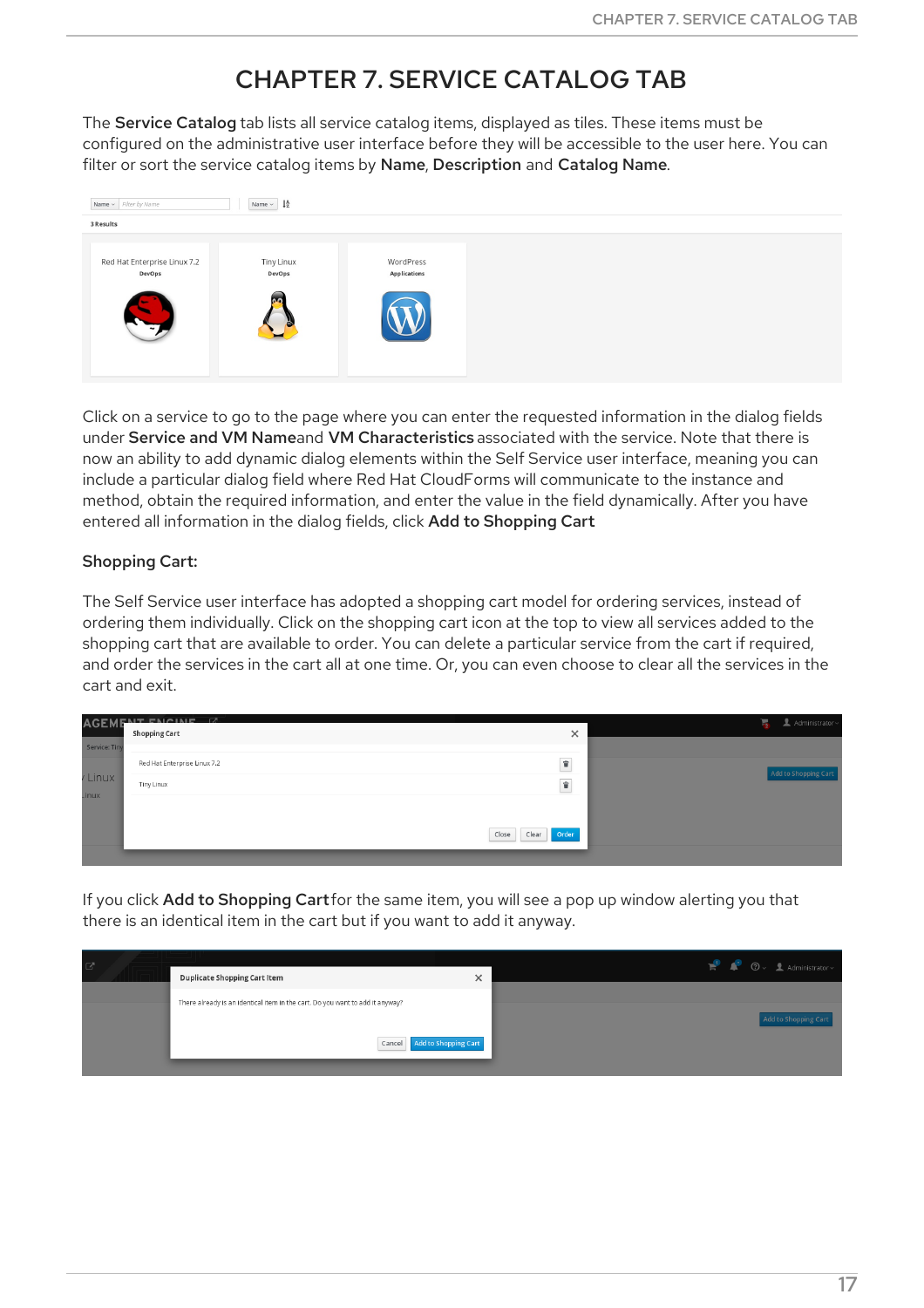# CHAPTER 7. SERVICE CATALOG TAB

The **Service Catalog** tab lists all service catalog items, displayed as tiles. These items must be configured on the administrative user interface before they will be accessible to the user here. You can filter or sort the service catalog items by **Name**, **Description** and **Catalog Name**.

Click on a service to go to the page where you can enter the requested information in the dialog fields under **Service and VM Name**and **VM Characteristics** associated with the service. Note that there is now an ability to add dynamic dialog elements within the Self Service user interface, meaning you can include a particular dialog field where Red Hat CloudForms will communicate to the instance and method, obtain the required information, and enter the value in the field dynamically. After you have entered all information in the dialog fields, click **Add to Shopping Cart**

**Shopping Cart:**

The Self Service user interface has adopted a shopping cart model for ordering services, instead of ordering them individually. Click on the shopping cart icon at the top to view all services added to the shopping cart that are available to order. You can delete a particular service from the cart if required, and order the services in the cart all at one time. Or, you can even choose to clear all the services in the cart and exit.

If you click **Add to Shopping Cart**for the same item, you will see a pop up window alerting you that there is an identical item in the cart but if you want to add it anyway.